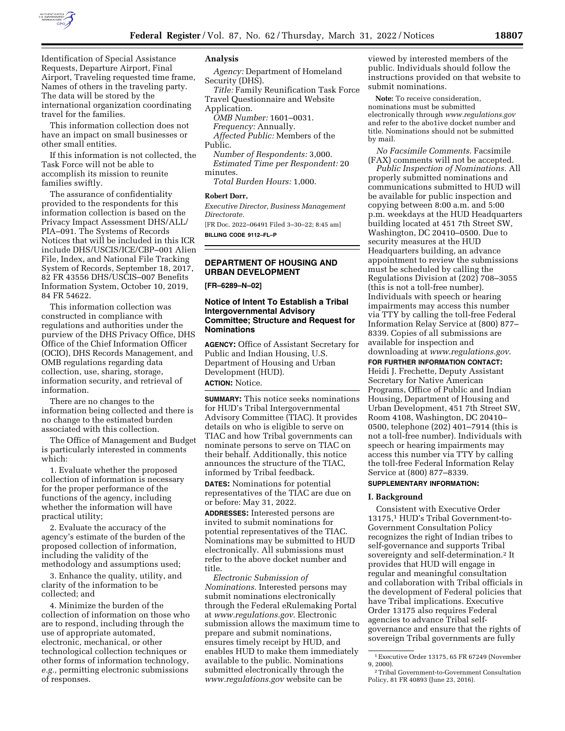Identification of Special Assistance Requests, Departure Airport, Final Airport, Traveling requested time frame, Names of others in the traveling party. The data will be stored by the international organization coordinating travel for the families.

This information collection does not have an impact on small businesses or other small entities.

If this information is not collected, the Task Force will not be able to accomplish its mission to reunite families swiftly.

The assurance of confidentiality provided to the respondents for this information collection is based on the Privacy Impact Assessment DHS/ALL/PIA–091. The Systems of Records Notices that will be included in this ICR include DHS/USCIS/ICE/CBP–001 Alien File, Index, and National File Tracking System of Records, September 18, 2017, 82 FR 43556 DHS/USCIS–007 Benefits Information System, October 10, 2019, 84 FR 54622.

This information collection was constructed in compliance with regulations and authorities under the purview of the DHS Privacy Office, DHS Office of the Chief Information Officer (OCIO), DHS Records Management, and OMB regulations regarding data collection, use, sharing, storage, information security, and retrieval of information.

There are no changes to the information being collected and there is no change to the estimated burden associated with this collection.

The Office of Management and Budget is particularly interested in comments which:

1. Evaluate whether the proposed collection of information is necessary for the proper performance of the functions of the agency, including whether the information will have practical utility;

2. Evaluate the accuracy of the agency's estimate of the burden of the proposed collection of information, including the validity of the methodology and assumptions used;

3. Enhance the quality, utility, and clarity of the information to be collected; and

4. Minimize the burden of the collection of information on those who are to respond, including through the use of appropriate automated, electronic, mechanical, or other technological collection techniques or other forms of information technology, *e.g.,* permitting electronic submissions of responses.

**Analysis**

*Agency:* Department of Homeland Security (DHS).

*Title:* Family Reunification Task Force Travel Questionnaire and Website Application.

*OMB Number:* 1601–0031.

*Frequency:* Annually.

*Affected Public:* Members of the Public.

*Number of Respondents:* 3,000.

*Estimated Time per Respondent:* 20 minutes.

*Total Burden Hours:* 1,000.

**Robert Dorr,**

*Executive Director, Business Management Directorate.*

[FR Doc. 2022–06491 Filed 3–30–22; 8:45 am]

**BILLING CODE 9112–FL–P**

---

## DEPARTMENT OF HOUSING AND URBAN DEVELOPMENT

**[FR–6289–N–02]**

### Notice of Intent To Establish a Tribal Intergovernmental Advisory Committee; Structure and Request for Nominations

**AGENCY:** Office of Assistant Secretary for Public and Indian Housing, U.S. Department of Housing and Urban Development (HUD).

**ACTION:** Notice.

**SUMMARY:** This notice seeks nominations for HUD's Tribal Intergovernmental Advisory Committee (TIAC). It provides details on who is eligible to serve on TIAC and how Tribal governments can nominate persons to serve on TIAC on their behalf. Additionally, this notice announces the structure of the TIAC, informed by Tribal feedback.

**DATES:** Nominations for potential representatives of the TIAC are due on or before: May 31, 2022.

**ADDRESSES:** Interested persons are invited to submit nominations for potential representatives of the TIAC. Nominations may be submitted to HUD electronically. All submissions must refer to the above docket number and title.

*Electronic Submission of Nominations.* Interested persons may submit nominations electronically through the Federal eRulemaking Portal at *www.regulations.gov*. Electronic submission allows the maximum time to prepare and submit nominations, ensures timely receipt by HUD, and enables HUD to make them immediately available to the public. Nominations submitted electronically through the *www.regulations.gov* website can be viewed by interested members of the public. Individuals should follow the instructions provided on that website to submit nominations.

**Note:** To receive consideration, nominations must be submitted electronically through *www.regulations.gov* and refer to the abo1ive docket number and title. Nominations should not be submitted by mail.

*No Facsimile Comments.* Facsimile (FAX) comments will not be accepted.

*Public Inspection of Nominations.* All properly submitted nominations and communications submitted to HUD will be available for public inspection and copying between 8:00 a.m. and 5:00 p.m. weekdays at the HUD Headquarters building located at 451 7th Street SW, Washington, DC 20410–0500. Due to security measures at the HUD Headquarters building, an advance appointment to review the submissions must be scheduled by calling the Regulations Division at (202) 708–3055 (this is not a toll-free number). Individuals with speech or hearing impairments may access this number via TTY by calling the toll-free Federal Information Relay Service at (800) 877–8339. Copies of all submissions are available for inspection and downloading at *www.regulations.gov*.

**FOR FURTHER INFORMATION CONTACT:** Heidi J. Frechette, Deputy Assistant Secretary for Native American Programs, Office of Public and Indian Housing, Department of Housing and Urban Development, 451 7th Street SW, Room 4108, Washington, DC 20410–0500, telephone (202) 401–7914 (this is not a toll-free number). Individuals with speech or hearing impairments may access this number via TTY by calling the toll-free Federal Information Relay Service at (800) 877–8339.

**SUPPLEMENTARY INFORMATION:**

#### I. Background

Consistent with Executive Order 13175,[1] HUD's Tribal Government-to-Government Consultation Policy recognizes the right of Indian tribes to self-governance and supports Tribal sovereignty and self-determination.[2] It provides that HUD will engage in regular and meaningful consultation and collaboration with Tribal officials in the development of Federal policies that have Tribal implications. Executive Order 13175 also requires Federal agencies to advance Tribal self-governance and ensure that the rights of sovereign Tribal governments are fully

[1] Executive Order 13175, 65 FR 67249 (November 9, 2000).

[2] Tribal Government-to-Government Consultation Policy, 81 FR 40893 (June 23, 2016).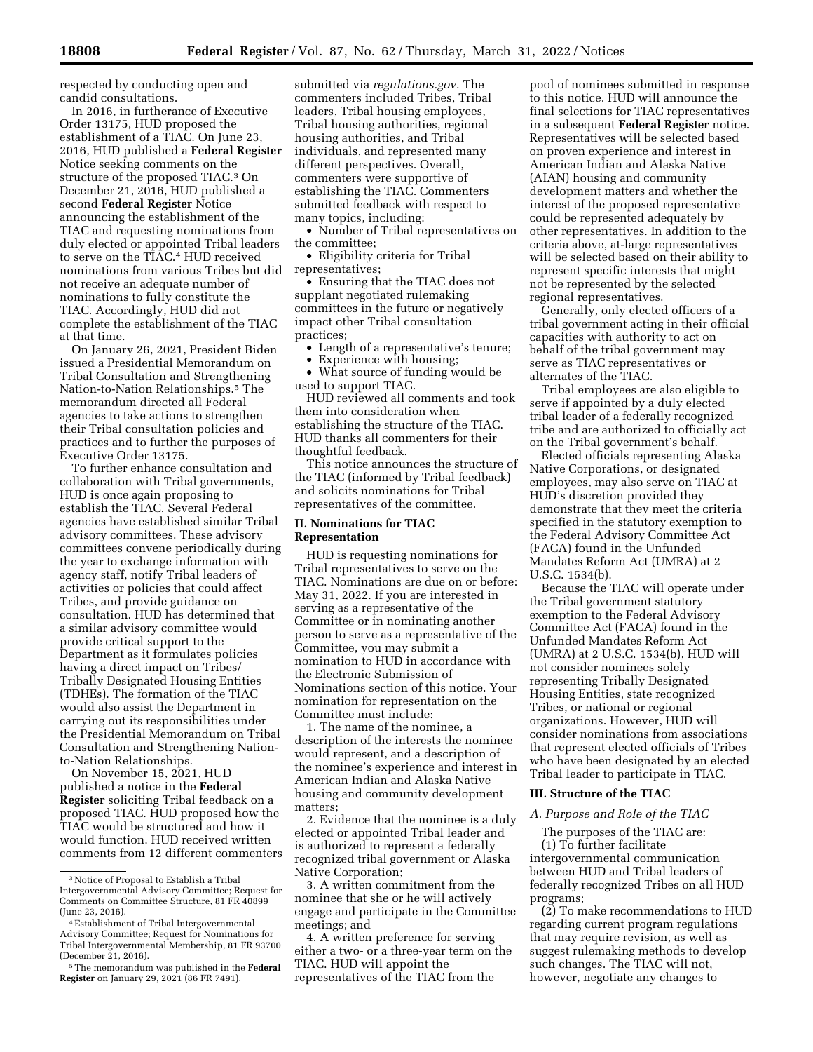respected by conducting open and candid consultations.

In 2016, in furtherance of Executive Order 13175, HUD proposed the establishment of a TIAC. On June 23, 2016, HUD published a **Federal Register** Notice seeking comments on the structure of the proposed TIAC.[3] On December 21, 2016, HUD published a second **Federal Register** Notice announcing the establishment of the TIAC and requesting nominations from duly elected or appointed Tribal leaders to serve on the TIAC.[4] HUD received nominations from various Tribes but did not receive an adequate number of nominations to fully constitute the TIAC. Accordingly, HUD did not complete the establishment of the TIAC at that time.

On January 26, 2021, President Biden issued a Presidential Memorandum on Tribal Consultation and Strengthening Nation-to-Nation Relationships.[5] The memorandum directed all Federal agencies to take actions to strengthen their Tribal consultation policies and practices and to further the purposes of Executive Order 13175.

To further enhance consultation and collaboration with Tribal governments, HUD is once again proposing to establish the TIAC. Several Federal agencies have established similar Tribal advisory committees. These advisory committees convene periodically during the year to exchange information with agency staff, notify Tribal leaders of activities or policies that could affect Tribes, and provide guidance on consultation. HUD has determined that a similar advisory committee would provide critical support to the Department as it formulates policies having a direct impact on Tribes/Tribally Designated Housing Entities (TDHEs). The formation of the TIAC would also assist the Department in carrying out its responsibilities under the Presidential Memorandum on Tribal Consultation and Strengthening Nation-to-Nation Relationships.

On November 15, 2021, HUD published a notice in the **Federal Register** soliciting Tribal feedback on a proposed TIAC. HUD proposed how the TIAC would be structured and how it would function. HUD received written comments from 12 different commenters submitted via *regulations.gov*. The commenters included Tribes, Tribal leaders, Tribal housing employees, Tribal housing authorities, regional housing authorities, and Tribal individuals, and represented many different perspectives. Overall, commenters were supportive of establishing the TIAC. Commenters submitted feedback with respect to many topics, including:

- Number of Tribal representatives on the committee;
- Eligibility criteria for Tribal representatives;
- Ensuring that the TIAC does not supplant negotiated rulemaking committees in the future or negatively impact other Tribal consultation practices;
- Length of a representative's tenure;
- Experience with housing;
- What source of funding would be used to support TIAC.

HUD reviewed all comments and took them into consideration when establishing the structure of the TIAC. HUD thanks all commenters for their thoughtful feedback.

This notice announces the structure of the TIAC (informed by Tribal feedback) and solicits nominations for Tribal representatives of the committee.

## II. Nominations for TIAC Representation

HUD is requesting nominations for Tribal representatives to serve on the TIAC. Nominations are due on or before: May 31, 2022. If you are interested in serving as a representative of the Committee or in nominating another person to serve as a representative of the Committee, you may submit a nomination to HUD in accordance with the Electronic Submission of Nominations section of this notice. Your nomination for representation on the Committee must include:

1. The name of the nominee, a description of the interests the nominee would represent, and a description of the nominee's experience and interest in American Indian and Alaska Native housing and community development matters;

2. Evidence that the nominee is a duly elected or appointed Tribal leader and is authorized to represent a federally recognized tribal government or Alaska Native Corporation;

3. A written commitment from the nominee that she or he will actively engage and participate in the Committee meetings; and

4. A written preference for serving either a two- or a three-year term on the TIAC. HUD will appoint the representatives of the TIAC from the pool of nominees submitted in response to this notice. HUD will announce the final selections for TIAC representatives in a subsequent **Federal Register** notice. Representatives will be selected based on proven experience and interest in American Indian and Alaska Native (AIAN) housing and community development matters and whether the interest of the proposed representative could be represented adequately by other representatives. In addition to the criteria above, at-large representatives will be selected based on their ability to represent specific interests that might not be represented by the selected regional representatives.

Generally, only elected officers of a tribal government acting in their official capacities with authority to act on behalf of the tribal government may serve as TIAC representatives or alternates of the TIAC.

Tribal employees are also eligible to serve if appointed by a duly elected tribal leader of a federally recognized tribe and are authorized to officially act on the Tribal government's behalf.

Elected officials representing Alaska Native Corporations, or designated employees, may also serve on TIAC at HUD's discretion provided they demonstrate that they meet the criteria specified in the statutory exemption to the Federal Advisory Committee Act (FACA) found in the Unfunded Mandates Reform Act (UMRA) at 2 U.S.C. 1534(b).

Because the TIAC will operate under the Tribal government statutory exemption to the Federal Advisory Committee Act (FACA) found in the Unfunded Mandates Reform Act (UMRA) at 2 U.S.C. 1534(b), HUD will not consider nominees solely representing Tribally Designated Housing Entities, state recognized Tribes, or national or regional organizations. However, HUD will consider nominations from associations that represent elected officials of Tribes who have been designated by an elected Tribal leader to participate in TIAC.

## III. Structure of the TIAC

### *A. Purpose and Role of the TIAC*

The purposes of the TIAC are:

(1) To further facilitate intergovernmental communication between HUD and Tribal leaders of federally recognized Tribes on all HUD programs;

(2) To make recommendations to HUD regarding current program regulations that may require revision, as well as suggest rulemaking methods to develop such changes. The TIAC will not, however, negotiate any changes to

---

[3] Notice of Proposal to Establish a Tribal Intergovernmental Advisory Committee; Request for Comments on Committee Structure, 81 FR 40899 (June 23, 2016).

[4] Establishment of Tribal Intergovernmental Advisory Committee; Request for Nominations for Tribal Intergovernmental Membership, 81 FR 93700 (December 21, 2016).

[5] The memorandum was published in the **Federal Register** on January 29, 2021 (86 FR 7491).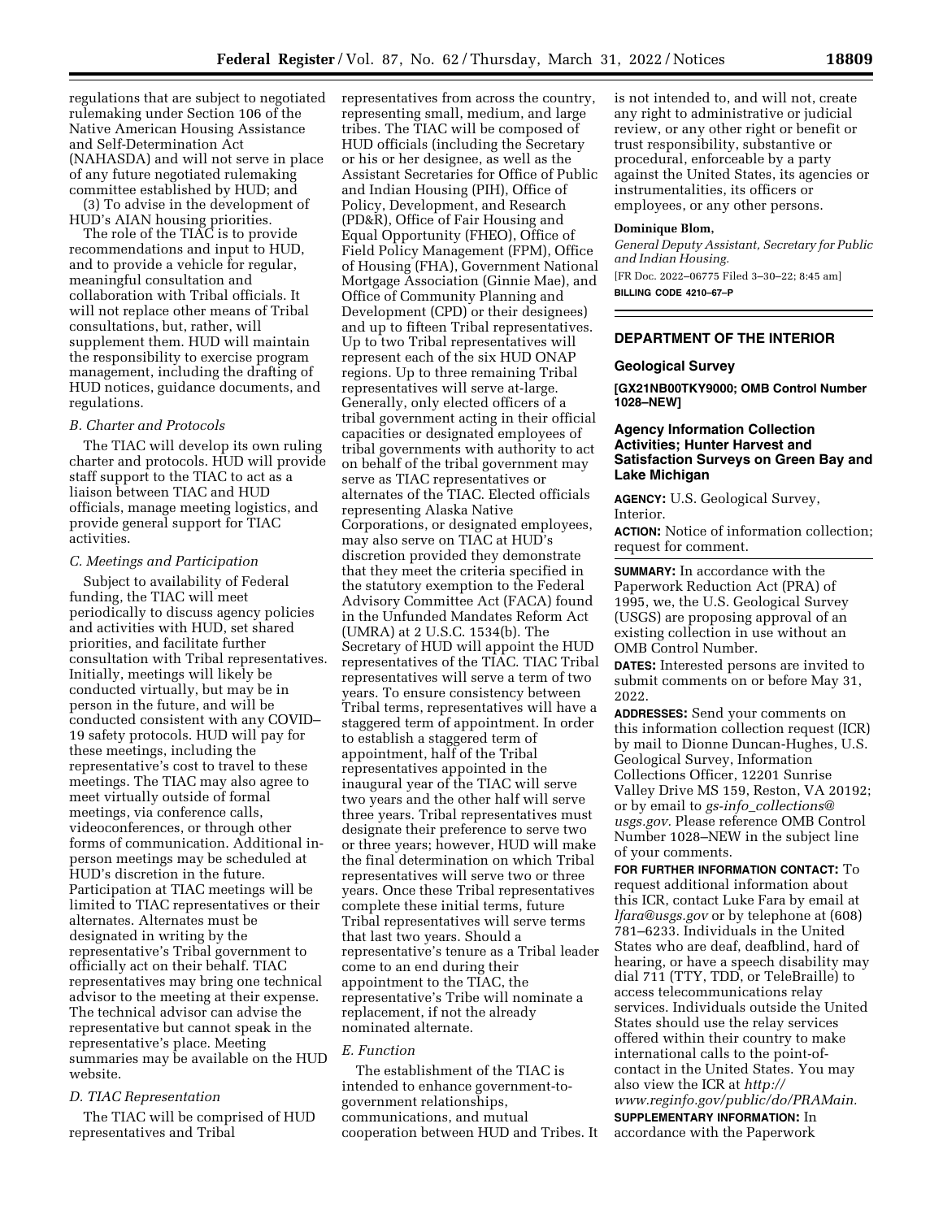regulations that are subject to negotiated rulemaking under Section 106 of the Native American Housing Assistance and Self-Determination Act (NAHASDA) and will not serve in place of any future negotiated rulemaking committee established by HUD; and

(3) To advise in the development of HUD's AIAN housing priorities.

The role of the TIAC is to provide recommendations and input to HUD, and to provide a vehicle for regular, meaningful consultation and collaboration with Tribal officials. It will not replace other means of Tribal consultations, but, rather, will supplement them. HUD will maintain the responsibility to exercise program management, including the drafting of HUD notices, guidance documents, and regulations.

### *B. Charter and Protocols*

The TIAC will develop its own ruling charter and protocols. HUD will provide staff support to the TIAC to act as a liaison between TIAC and HUD officials, manage meeting logistics, and provide general support for TIAC activities.

### *C. Meetings and Participation*

Subject to availability of Federal funding, the TIAC will meet periodically to discuss agency policies and activities with HUD, set shared priorities, and facilitate further consultation with Tribal representatives. Initially, meetings will likely be conducted virtually, but may be in person in the future, and will be conducted consistent with any COVID–19 safety protocols. HUD will pay for these meetings, including the representative's cost to travel to these meetings. The TIAC may also agree to meet virtually outside of formal meetings, via conference calls, videoconferences, or through other forms of communication. Additional in-person meetings may be scheduled at HUD's discretion in the future. Participation at TIAC meetings will be limited to TIAC representatives or their alternates. Alternates must be designated in writing by the representative's Tribal government to officially act on their behalf. TIAC representatives may bring one technical advisor to the meeting at their expense. The technical advisor can advise the representative but cannot speak in the representative's place. Meeting summaries may be available on the HUD website.

### *D. TIAC Representation*

The TIAC will be comprised of HUD representatives and Tribal representatives from across the country, representing small, medium, and large tribes. The TIAC will be composed of HUD officials (including the Secretary or his or her designee, as well as the Assistant Secretaries for Office of Public and Indian Housing (PIH), Office of Policy, Development, and Research (PD&R), Office of Fair Housing and Equal Opportunity (FHEO), Office of Field Policy Management (FPM), Office of Housing (FHA), Government National Mortgage Association (Ginnie Mae), and Office of Community Planning and Development (CPD) or their designees) and up to fifteen Tribal representatives. Up to two Tribal representatives will represent each of the six HUD ONAP regions. Up to three remaining Tribal representatives will serve at-large. Generally, only elected officers of a tribal government acting in their official capacities or designated employees of tribal governments with authority to act on behalf of the tribal government may serve as TIAC representatives or alternates of the TIAC. Elected officials representing Alaska Native Corporations, or designated employees, may also serve on TIAC at HUD's discretion provided they demonstrate that they meet the criteria specified in the statutory exemption to the Federal Advisory Committee Act (FACA) found in the Unfunded Mandates Reform Act (UMRA) at 2 U.S.C. 1534(b). The Secretary of HUD will appoint the HUD representatives of the TIAC. TIAC Tribal representatives will serve a term of two years. To ensure consistency between Tribal terms, representatives will have a staggered term of appointment. In order to establish a staggered term of appointment, half of the Tribal representatives appointed in the inaugural year of the TIAC will serve two years and the other half will serve three years. Tribal representatives must designate their preference to serve two or three years; however, HUD will make the final determination on which Tribal representatives will serve two or three years. Once these Tribal representatives complete these initial terms, future Tribal representatives will serve terms that last two years. Should a representative's tenure as a Tribal leader come to an end during their appointment to the TIAC, the representative's Tribe will nominate a replacement, if not the already nominated alternate.

### *E. Function*

The establishment of the TIAC is intended to enhance government-to-government relationships, communications, and mutual cooperation between HUD and Tribes. It is not intended to, and will not, create any right to administrative or judicial review, or any other right or benefit or trust responsibility, substantive or procedural, enforceable by a party against the United States, its agencies or instrumentalities, its officers or employees, or any other persons.

**Dominique Blom,**

*General Deputy Assistant, Secretary for Public and Indian Housing.*

[FR Doc. 2022–06775 Filed 3–30–22; 8:45 am]

**BILLING CODE 4210–67–P**

---

## DEPARTMENT OF THE INTERIOR

### Geological Survey

**[GX21NB00TKY9000; OMB Control Number 1028–NEW]**

### Agency Information Collection Activities; Hunter Harvest and Satisfaction Surveys on Green Bay and Lake Michigan

**AGENCY:** U.S. Geological Survey, Interior.

**ACTION:** Notice of information collection; request for comment.

**SUMMARY:** In accordance with the Paperwork Reduction Act (PRA) of 1995, we, the U.S. Geological Survey (USGS) are proposing approval of an existing collection in use without an OMB Control Number.

**DATES:** Interested persons are invited to submit comments on or before May 31, 2022.

**ADDRESSES:** Send your comments on this information collection request (ICR) by mail to Dionne Duncan-Hughes, U.S. Geological Survey, Information Collections Officer, 12201 Sunrise Valley Drive MS 159, Reston, VA 20192; or by email to *gs-info_collections@usgs.gov.* Please reference OMB Control Number 1028–NEW in the subject line of your comments.

**FOR FURTHER INFORMATION CONTACT:** To request additional information about this ICR, contact Luke Fara by email at *lfara@usgs.gov* or by telephone at (608) 781–6233. Individuals in the United States who are deaf, deafblind, hard of hearing, or have a speech disability may dial 711 (TTY, TDD, or TeleBraille) to access telecommunications relay services. Individuals outside the United States should use the relay services offered within their country to make international calls to the point-of-contact in the United States. You may also view the ICR at *http://www.reginfo.gov/public/do/PRAMain.*

**SUPPLEMENTARY INFORMATION:** In accordance with the Paperwork